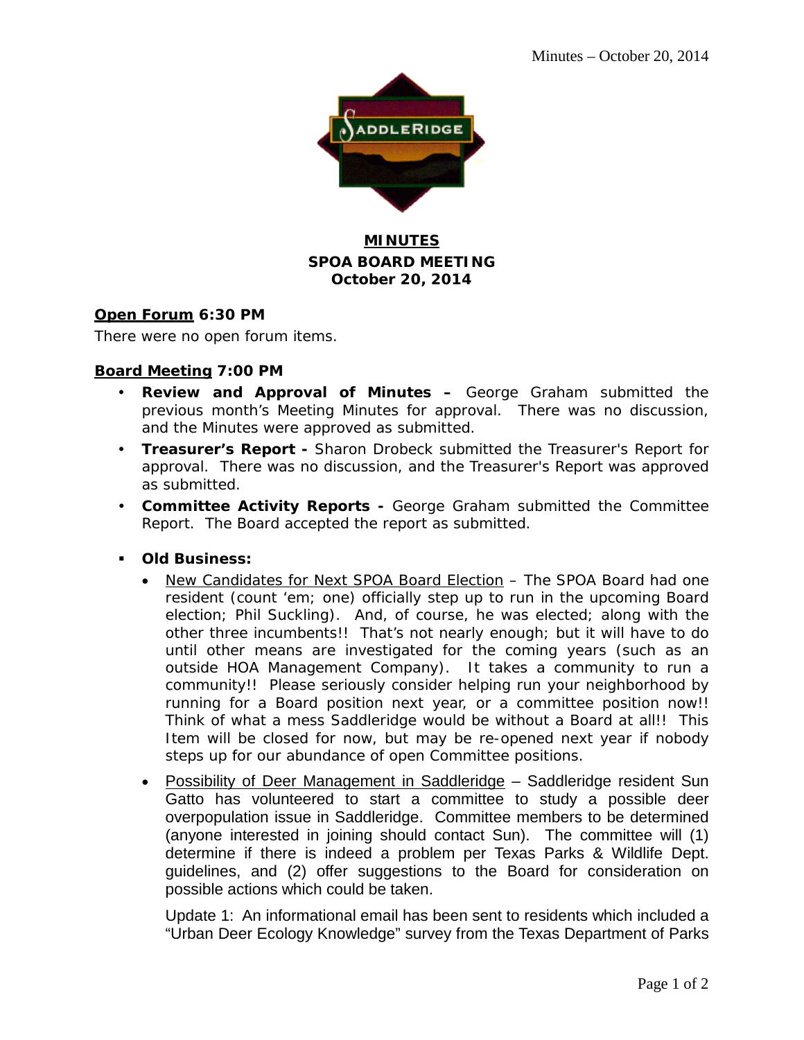**MINUTES**
**SPOA BOARD MEETING**
**October 20, 2014**

**Open Forum 6:30 PM**

There were no open forum items.

**Board Meeting 7:00 PM**

- **Review and Approval of Minutes –** George Graham submitted the previous month's Meeting Minutes for approval. There was no discussion, and the Minutes were approved as submitted.
- **Treasurer's Report -** Sharon Drobeck submitted the Treasurer's Report for approval. There was no discussion, and the Treasurer's Report was approved as submitted.
- **Committee Activity Reports -** George Graham submitted the Committee Report. The Board accepted the report as submitted.

- **Old Business:**
  - New Candidates for Next SPOA Board Election – The SPOA Board had one resident (count 'em; one) officially step up to run in the upcoming Board election; Phil Suckling). And, of course, he was elected; along with the other three incumbents!! That's not nearly enough; but it will have to do until other means are investigated for the coming years (such as an outside HOA Management Company). It takes a community to run a community!! Please seriously consider helping run your neighborhood by running for a Board position next year, or a committee position now!! Think of what a mess Saddleridge would be without a Board at all!! This Item will be closed for now, but may be re-opened next year if nobody steps up for our abundance of open Committee positions.
  - Possibility of Deer Management in Saddleridge – Saddleridge resident Sun Gatto has volunteered to start a committee to study a possible deer overpopulation issue in Saddleridge. Committee members to be determined (anyone interested in joining should contact Sun). The committee will (1) determine if there is indeed a problem per Texas Parks & Wildlife Dept. guidelines, and (2) offer suggestions to the Board for consideration on possible actions which could be taken.

    Update 1: An informational email has been sent to residents which included a "Urban Deer Ecology Knowledge" survey from the Texas Department of Parks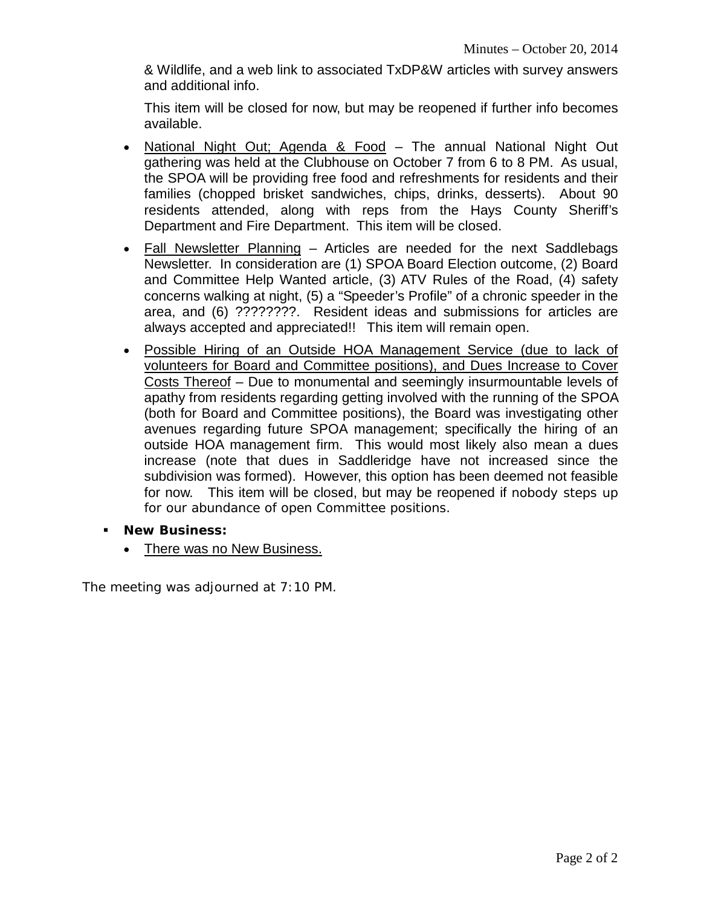& Wildlife, and a web link to associated TxDP&W articles with survey answers and additional info.

This item will be closed for now, but may be reopened if further info becomes available.

- National Night Out; Agenda & Food – The annual National Night Out gathering was held at the Clubhouse on October 7 from 6 to 8 PM. As usual, the SPOA will be providing free food and refreshments for residents and their families (chopped brisket sandwiches, chips, drinks, desserts). About 90 residents attended, along with reps from the Hays County Sheriff's Department and Fire Department. This item will be closed.
- Fall Newsletter Planning – Articles are needed for the next Saddlebags Newsletter. In consideration are (1) SPOA Board Election outcome, (2) Board and Committee Help Wanted article, (3) ATV Rules of the Road, (4) safety concerns walking at night, (5) a "Speeder's Profile" of a chronic speeder in the area, and (6) ????????. Resident ideas and submissions for articles are always accepted and appreciated!! This item will remain open.
- Possible Hiring of an Outside HOA Management Service (due to lack of volunteers for Board and Committee positions), and Dues Increase to Cover Costs Thereof – Due to monumental and seemingly insurmountable levels of apathy from residents regarding getting involved with the running of the SPOA (both for Board and Committee positions), the Board was investigating other avenues regarding future SPOA management; specifically the hiring of an outside HOA management firm. This would most likely also mean a dues increase (note that dues in Saddleridge have not increased since the subdivision was formed). However, this option has been deemed not feasible for now. This item will be closed, but may be reopened if nobody steps up for our abundance of open Committee positions.

- **New Business:**
  - There was no New Business.

The meeting was adjourned at 7:10 PM.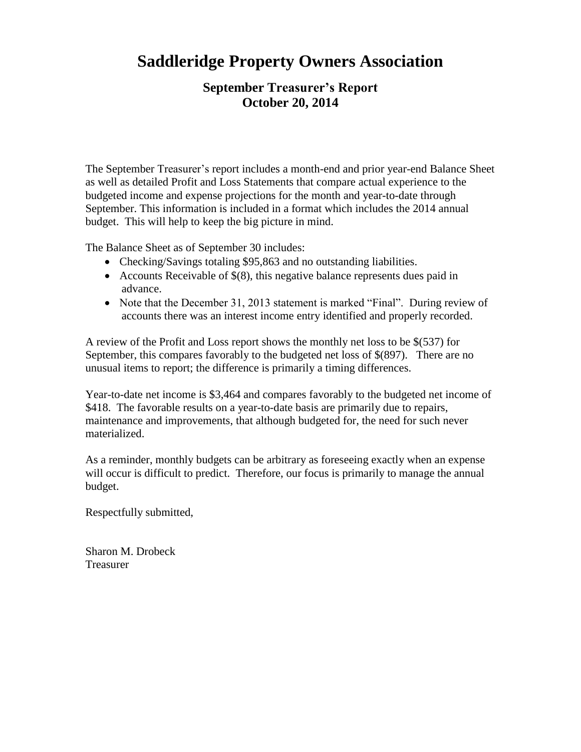# Saddleridge Property Owners Association

## September Treasurer's Report
## October 20, 2014

The September Treasurer's report includes a month-end and prior year-end Balance Sheet as well as detailed Profit and Loss Statements that compare actual experience to the budgeted income and expense projections for the month and year-to-date through September. This information is included in a format which includes the 2014 annual budget. This will help to keep the big picture in mind.

The Balance Sheet as of September 30 includes:

- Checking/Savings totaling $95,863 and no outstanding liabilities.
- Accounts Receivable of $(8), this negative balance represents dues paid in advance.
- Note that the December 31, 2013 statement is marked "Final". During review of accounts there was an interest income entry identified and properly recorded.

A review of the Profit and Loss report shows the monthly net loss to be $(537) for September, this compares favorably to the budgeted net loss of $(897). There are no unusual items to report; the difference is primarily a timing differences.

Year-to-date net income is $3,464 and compares favorably to the budgeted net income of $418. The favorable results on a year-to-date basis are primarily due to repairs, maintenance and improvements, that although budgeted for, the need for such never materialized.

As a reminder, monthly budgets can be arbitrary as foreseeing exactly when an expense will occur is difficult to predict. Therefore, our focus is primarily to manage the annual budget.

Respectfully submitted,

Sharon M. Drobeck
Treasurer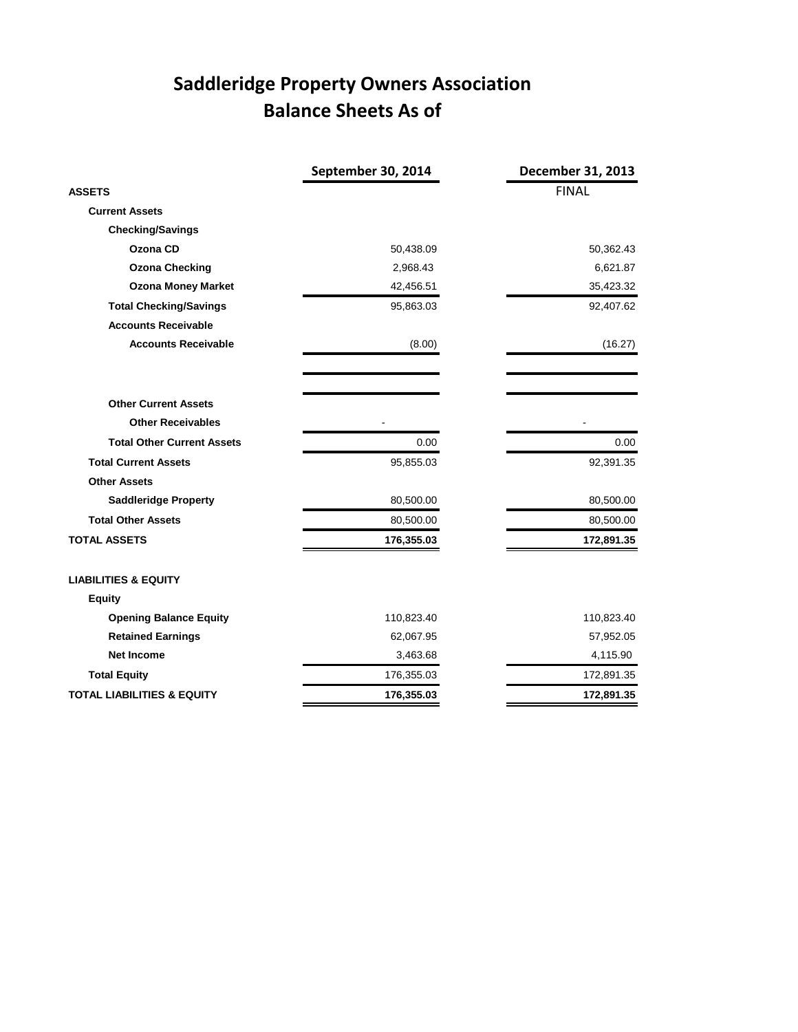# Saddleridge Property Owners Association
## Balance Sheets As of

| | September 30, 2014 | December 31, 2013 |
|---|---|---|
| | | FINAL |
| **ASSETS** | | |
| **Current Assets** | | |
| **Checking/Savings** | | |
| **Ozona CD** | 50,438.09 | 50,362.43 |
| **Ozona Checking** | 2,968.43 | 6,621.87 |
| **Ozona Money Market** | 42,456.51 | 35,423.32 |
| **Total Checking/Savings** | 95,863.03 | 92,407.62 |
| **Accounts Receivable** | | |
| **Accounts Receivable** | (8.00) | (16.27) |
| **Other Current Assets** | | |
| **Other Receivables** | - | - |
| **Total Other Current Assets** | 0.00 | 0.00 |
| **Total Current Assets** | 95,855.03 | 92,391.35 |
| **Other Assets** | | |
| **Saddleridge Property** | 80,500.00 | 80,500.00 |
| **Total Other Assets** | 80,500.00 | 80,500.00 |
| **TOTAL ASSETS** | **176,355.03** | **172,891.35** |
| **LIABILITIES & EQUITY** | | |
| **Equity** | | |
| **Opening Balance Equity** | 110,823.40 | 110,823.40 |
| **Retained Earnings** | 62,067.95 | 57,952.05 |
| **Net Income** | 3,463.68 | 4,115.90 |
| **Total Equity** | 176,355.03 | 172,891.35 |
| **TOTAL LIABILITIES & EQUITY** | **176,355.03** | **172,891.35** |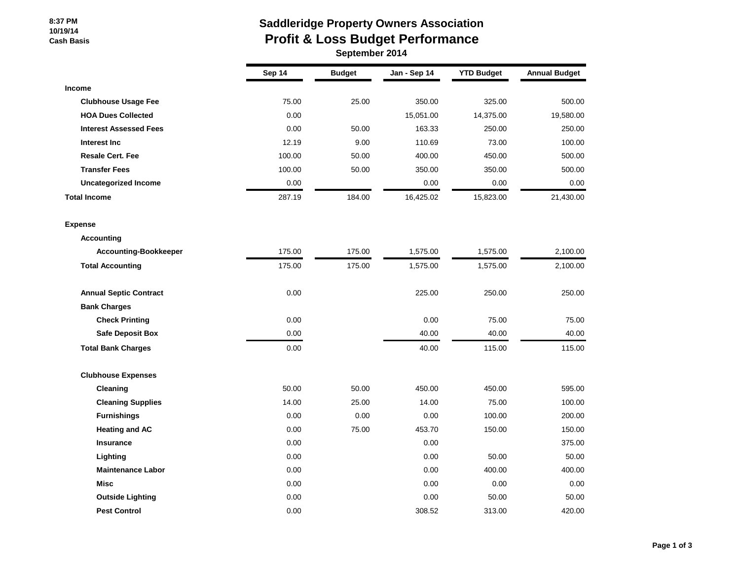8:37 PM
10/19/14
Cash Basis

# Saddleridge Property Owners Association
## Profit & Loss Budget Performance
### September 2014

| | Sep 14 | Budget | Jan - Sep 14 | YTD Budget | Annual Budget |
|---|---|---|---|---|---|
| **Income** | | | | | |
| **Clubhouse Usage Fee** | 75.00 | 25.00 | 350.00 | 325.00 | 500.00 |
| **HOA Dues Collected** | 0.00 | | 15,051.00 | 14,375.00 | 19,580.00 |
| **Interest Assessed Fees** | 0.00 | 50.00 | 163.33 | 250.00 | 250.00 |
| **Interest Inc** | 12.19 | 9.00 | 110.69 | 73.00 | 100.00 |
| **Resale Cert. Fee** | 100.00 | 50.00 | 400.00 | 450.00 | 500.00 |
| **Transfer Fees** | 100.00 | 50.00 | 350.00 | 350.00 | 500.00 |
| **Uncategorized Income** | 0.00 | | 0.00 | 0.00 | 0.00 |
| **Total Income** | 287.19 | 184.00 | 16,425.02 | 15,823.00 | 21,430.00 |
| **Expense** | | | | | |
| **Accounting** | | | | | |
| **Accounting-Bookkeeper** | 175.00 | 175.00 | 1,575.00 | 1,575.00 | 2,100.00 |
| **Total Accounting** | 175.00 | 175.00 | 1,575.00 | 1,575.00 | 2,100.00 |
| **Annual Septic Contract** | 0.00 | | 225.00 | 250.00 | 250.00 |
| **Bank Charges** | | | | | |
| **Check Printing** | 0.00 | | 0.00 | 75.00 | 75.00 |
| **Safe Deposit Box** | 0.00 | | 40.00 | 40.00 | 40.00 |
| **Total Bank Charges** | 0.00 | | 40.00 | 115.00 | 115.00 |
| **Clubhouse Expenses** | | | | | |
| **Cleaning** | 50.00 | 50.00 | 450.00 | 450.00 | 595.00 |
| **Cleaning Supplies** | 14.00 | 25.00 | 14.00 | 75.00 | 100.00 |
| **Furnishings** | 0.00 | 0.00 | 0.00 | 100.00 | 200.00 |
| **Heating and AC** | 0.00 | 75.00 | 453.70 | 150.00 | 150.00 |
| **Insurance** | 0.00 | | 0.00 | | 375.00 |
| **Lighting** | 0.00 | | 0.00 | 50.00 | 50.00 |
| **Maintenance Labor** | 0.00 | | 0.00 | 400.00 | 400.00 |
| **Misc** | 0.00 | | 0.00 | 0.00 | 0.00 |
| **Outside Lighting** | 0.00 | | 0.00 | 50.00 | 50.00 |
| **Pest Control** | 0.00 | | 308.52 | 313.00 | 420.00 |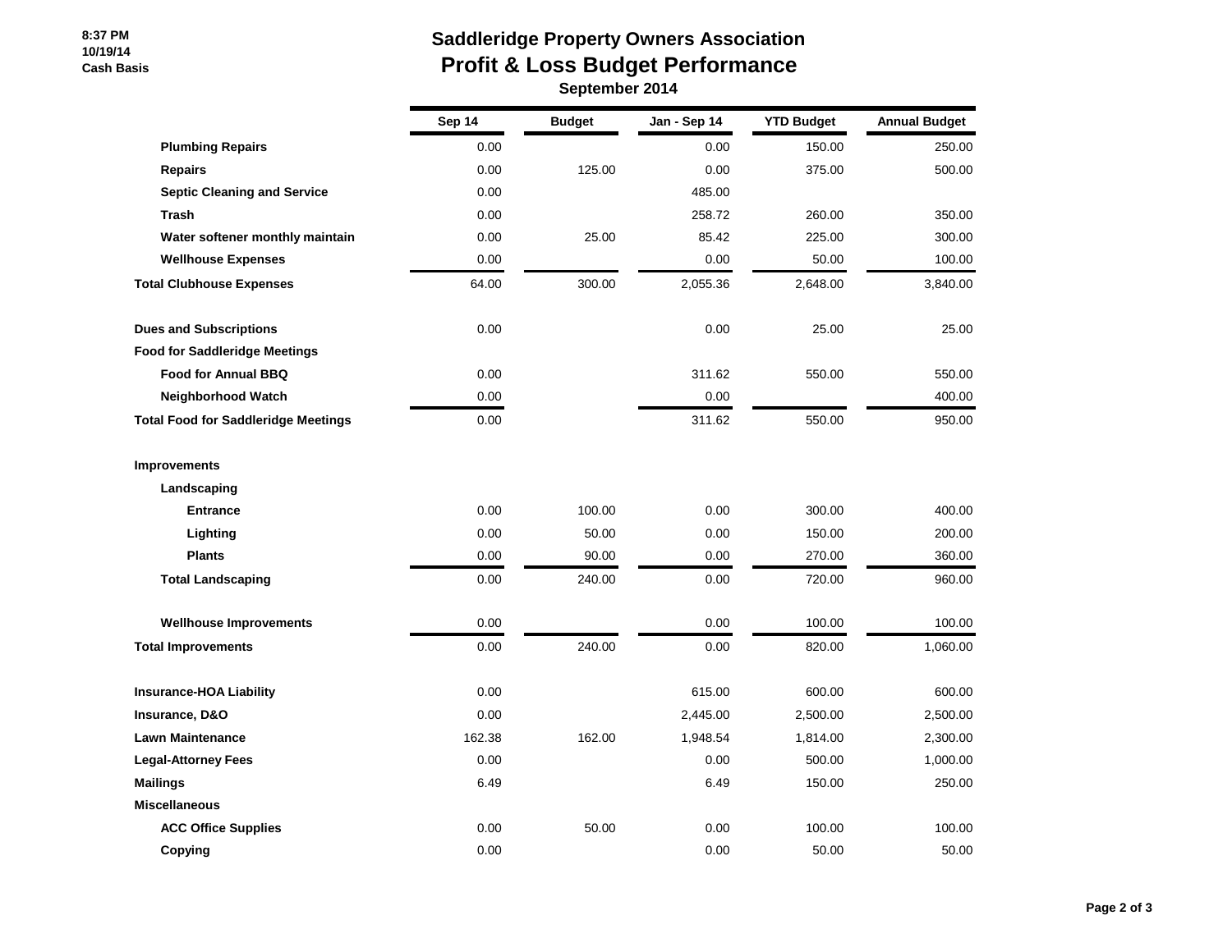8:37 PM
10/19/14
Cash Basis

# Saddleridge Property Owners Association
## Profit & Loss Budget Performance
### September 2014

| | Sep 14 | Budget | Jan - Sep 14 | YTD Budget | Annual Budget |
|---|---|---|---|---|---|
| **Plumbing Repairs** | 0.00 | | 0.00 | 150.00 | 250.00 |
| **Repairs** | 0.00 | 125.00 | 0.00 | 375.00 | 500.00 |
| **Septic Cleaning and Service** | 0.00 | | 485.00 | | |
| **Trash** | 0.00 | | 258.72 | 260.00 | 350.00 |
| **Water softener monthly maintain** | 0.00 | 25.00 | 85.42 | 225.00 | 300.00 |
| **Wellhouse Expenses** | 0.00 | | 0.00 | 50.00 | 100.00 |
| **Total Clubhouse Expenses** | 64.00 | 300.00 | 2,055.36 | 2,648.00 | 3,840.00 |
| **Dues and Subscriptions** | 0.00 | | 0.00 | 25.00 | 25.00 |
| **Food for Saddleridge Meetings** | | | | | |
| **Food for Annual BBQ** | 0.00 | | 311.62 | 550.00 | 550.00 |
| **Neighborhood Watch** | 0.00 | | 0.00 | | 400.00 |
| **Total Food for Saddleridge Meetings** | 0.00 | | 311.62 | 550.00 | 950.00 |
| **Improvements** | | | | | |
| **Landscaping** | | | | | |
| **Entrance** | 0.00 | 100.00 | 0.00 | 300.00 | 400.00 |
| **Lighting** | 0.00 | 50.00 | 0.00 | 150.00 | 200.00 |
| **Plants** | 0.00 | 90.00 | 0.00 | 270.00 | 360.00 |
| **Total Landscaping** | 0.00 | 240.00 | 0.00 | 720.00 | 960.00 |
| **Wellhouse Improvements** | 0.00 | | 0.00 | 100.00 | 100.00 |
| **Total Improvements** | 0.00 | 240.00 | 0.00 | 820.00 | 1,060.00 |
| **Insurance-HOA Liability** | 0.00 | | 615.00 | 600.00 | 600.00 |
| **Insurance, D&O** | 0.00 | | 2,445.00 | 2,500.00 | 2,500.00 |
| **Lawn Maintenance** | 162.38 | 162.00 | 1,948.54 | 1,814.00 | 2,300.00 |
| **Legal-Attorney Fees** | 0.00 | | 0.00 | 500.00 | 1,000.00 |
| **Mailings** | 6.49 | | 6.49 | 150.00 | 250.00 |
| **Miscellaneous** | | | | | |
| **ACC Office Supplies** | 0.00 | 50.00 | 0.00 | 100.00 | 100.00 |
| **Copying** | 0.00 | | 0.00 | 50.00 | 50.00 |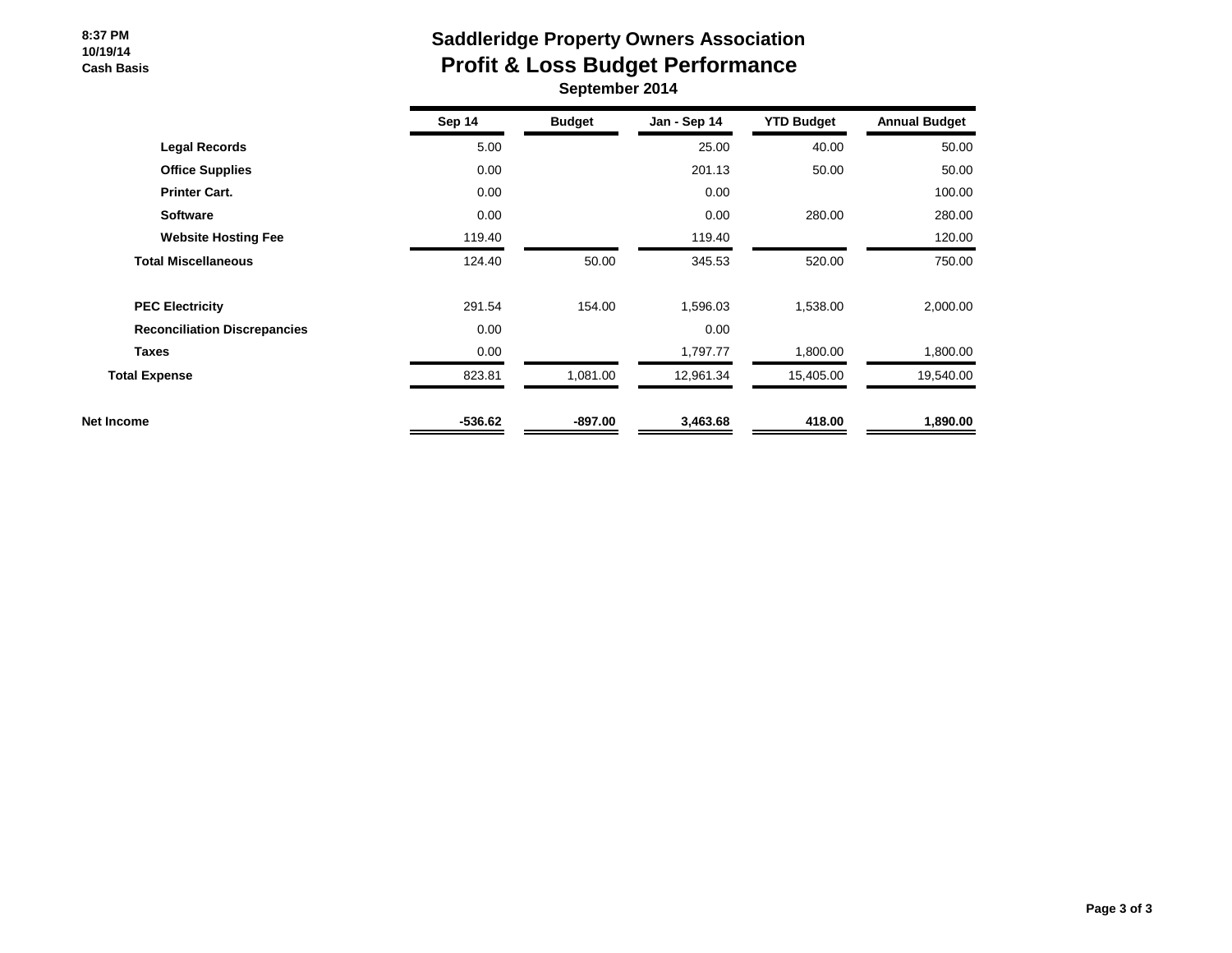8:37 PM
10/19/14
Cash Basis

# Saddleridge Property Owners Association
## Profit & Loss Budget Performance
### September 2014

| | Sep 14 | Budget | Jan - Sep 14 | YTD Budget | Annual Budget |
|---|---|---|---|---|---|
| **Legal Records** | 5.00 | | 25.00 | 40.00 | 50.00 |
| **Office Supplies** | 0.00 | | 201.13 | 50.00 | 50.00 |
| **Printer Cart.** | 0.00 | | 0.00 | | 100.00 |
| **Software** | 0.00 | | 0.00 | 280.00 | 280.00 |
| **Website Hosting Fee** | 119.40 | | 119.40 | | 120.00 |
| **Total Miscellaneous** | 124.40 | 50.00 | 345.53 | 520.00 | 750.00 |
| | | | | | |
| **PEC Electricity** | 291.54 | 154.00 | 1,596.03 | 1,538.00 | 2,000.00 |
| **Reconciliation Discrepancies** | 0.00 | | 0.00 | | |
| **Taxes** | 0.00 | | 1,797.77 | 1,800.00 | 1,800.00 |
| **Total Expense** | 823.81 | 1,081.00 | 12,961.34 | 15,405.00 | 19,540.00 |
| | | | | | |
| **Net Income** | **-536.62** | **-897.00** | **3,463.68** | **418.00** | **1,890.00** |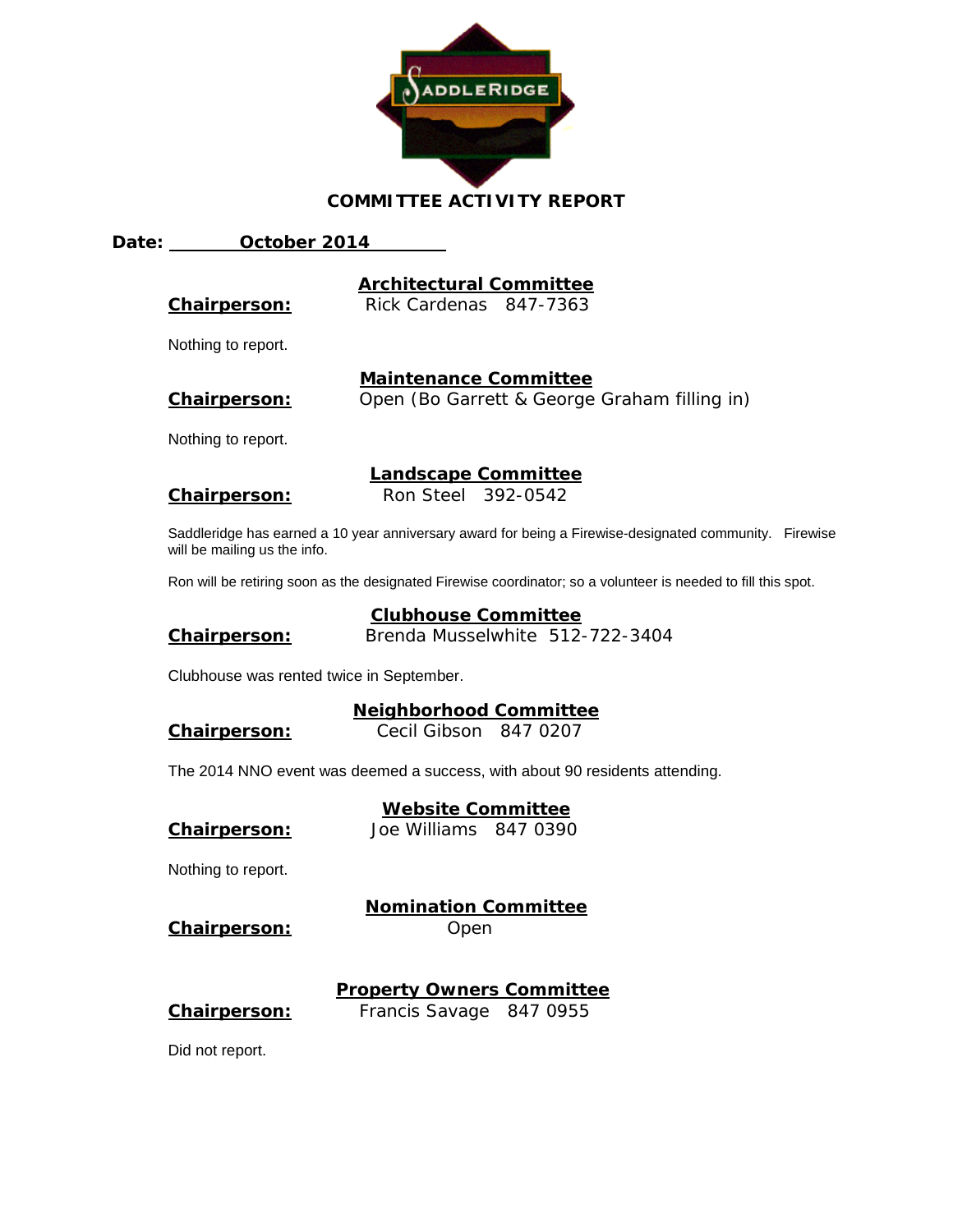SADDLERIDGE

# COMMITTEE ACTIVITY REPORT

**Date:** **October 2014**

## Architectural Committee

**Chairperson:** Rick Cardenas 847-7363

Nothing to report.

## Maintenance Committee

**Chairperson:** Open (Bo Garrett & George Graham filling in)

Nothing to report.

## Landscape Committee

**Chairperson:** Ron Steel 392-0542

Saddleridge has earned a 10 year anniversary award for being a Firewise-designated community. Firewise will be mailing us the info.

Ron will be retiring soon as the designated Firewise coordinator; so a volunteer is needed to fill this spot.

## Clubhouse Committee

**Chairperson:** Brenda Musselwhite 512-722-3404

Clubhouse was rented twice in September.

## Neighborhood Committee

**Chairperson:** Cecil Gibson 847 0207

The 2014 NNO event was deemed a success, with about 90 residents attending.

## Website Committee

**Chairperson:** Joe Williams 847 0390

Nothing to report.

## Nomination Committee

**Chairperson:** Open

## Property Owners Committee

**Chairperson:** Francis Savage 847 0955

Did not report.